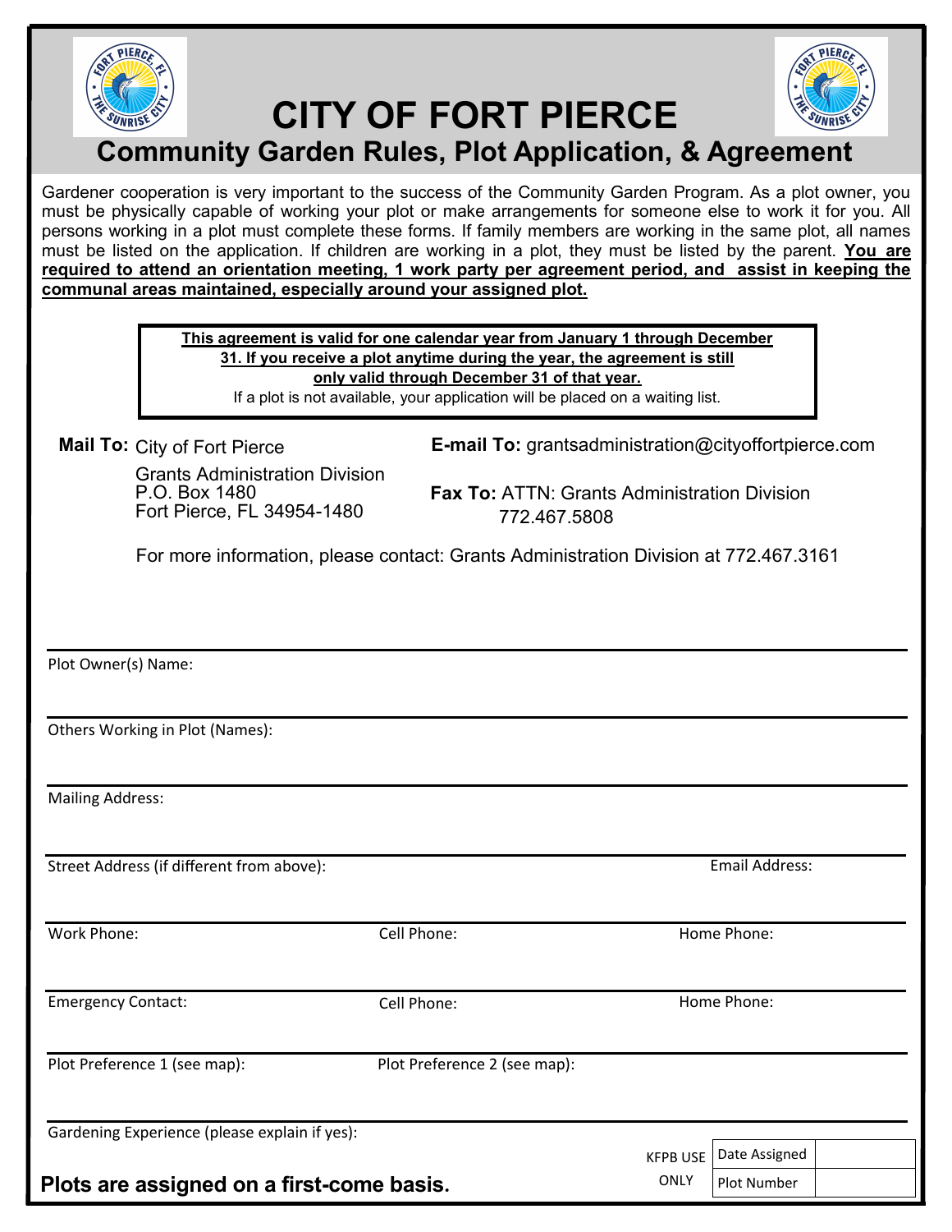# CITY OF FORT PIERCE

## Community Garden Rules, Plot Application, & Agreement

Gardener cooperation is very important to the success of the Community Garden Program. As a plot owner, you must be physically capable of working your plot or make arrangements for someone else to work it for you. All persons working in a plot must complete these forms. If family members are working in the same plot, all names must be listed on the application. If children are working in a plot, they must be listed by the parent. **You are required to attend an orientation meeting, 1 work party per agreement period, and assist in keeping the communal areas maintained, especially around your assigned plot.**

> **This agreement is valid for one calendar year from January 1 through December 31. If you receive a plot anytime during the year, the agreement is still only valid through December 31 of that year.**
>
> If a plot is not available, your application will be placed on a waiting list.

**Mail To:** City of Fort Pierce
Grants Administration Division
P.O. Box 1480
Fort Pierce, FL 34954-1480

**E-mail To:** grantsadministration@cityoffortpierce.com

**Fax To:** ATTN: Grants Administration Division
772.467.5808

For more information, please contact: Grants Administration Division at 772.467.3161

Plot Owner(s) Name:

Others Working in Plot (Names):

Mailing Address:

Street Address (if different from above): Email Address:

Work Phone: Cell Phone: Home Phone:

Emergency Contact: Cell Phone: Home Phone:

Plot Preference 1 (see map): Plot Preference 2 (see map):

Gardening Experience (please explain if yes):

| KFPB USE ONLY | | |
|---|---|---|
| | Date Assigned | |
| | Plot Number | |

**Plots are assigned on a first-come basis.**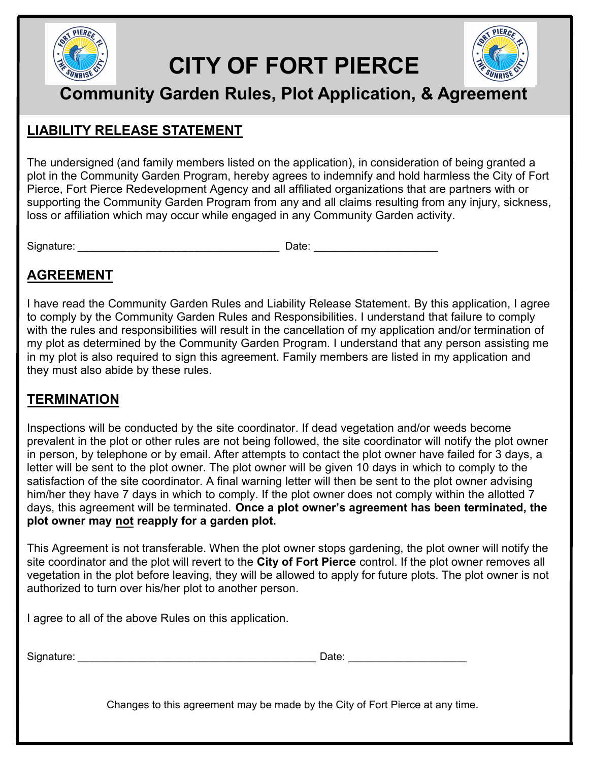# CITY OF FORT PIERCE

## Community Garden Rules, Plot Application, & Agreement

### LIABILITY RELEASE STATEMENT

The undersigned (and family members listed on the application), in consideration of being granted a plot in the Community Garden Program, hereby agrees to indemnify and hold harmless the City of Fort Pierce, Fort Pierce Redevelopment Agency and all affiliated organizations that are partners with or supporting the Community Garden Program from any and all claims resulting from any injury, sickness, loss or affiliation which may occur while engaged in any Community Garden activity.

Signature: ________________________________ Date: ____________________

### AGREEMENT

I have read the Community Garden Rules and Liability Release Statement. By this application, I agree to comply by the Community Garden Rules and Responsibilities. I understand that failure to comply with the rules and responsibilities will result in the cancellation of my application and/or termination of my plot as determined by the Community Garden Program. I understand that any person assisting me in my plot is also required to sign this agreement. Family members are listed in my application and they must also abide by these rules.

### TERMINATION

Inspections will be conducted by the site coordinator. If dead vegetation and/or weeds become prevalent in the plot or other rules are not being followed, the site coordinator will notify the plot owner in person, by telephone or by email. After attempts to contact the plot owner have failed for 3 days, a letter will be sent to the plot owner. The plot owner will be given 10 days in which to comply to the satisfaction of the site coordinator. A final warning letter will then be sent to the plot owner advising him/her they have 7 days in which to comply. If the plot owner does not comply within the allotted 7 days, this agreement will be terminated. **Once a plot owner's agreement has been terminated, the plot owner may not reapply for a garden plot.**

This Agreement is not transferable. When the plot owner stops gardening, the plot owner will notify the site coordinator and the plot will revert to the **City of Fort Pierce** control. If the plot owner removes all vegetation in the plot before leaving, they will be allowed to apply for future plots. The plot owner is not authorized to turn over his/her plot to another person.

I agree to all of the above Rules on this application.

Signature: ______________________________________ Date: ___________________

Changes to this agreement may be made by the City of Fort Pierce at any time.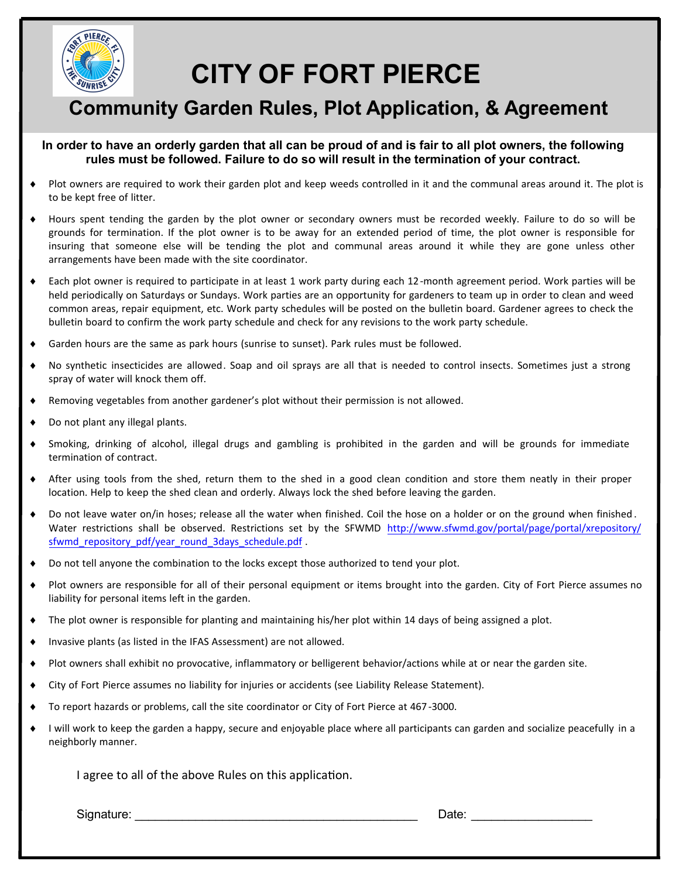# CITY OF FORT PIERCE

## Community Garden Rules, Plot Application, & Agreement

**In order to have an orderly garden that all can be proud of and is fair to all plot owners, the following rules must be followed. Failure to do so will result in the termination of your contract.**

- Plot owners are required to work their garden plot and keep weeds controlled in it and the communal areas around it. The plot is to be kept free of litter.
- Hours spent tending the garden by the plot owner or secondary owners must be recorded weekly. Failure to do so will be grounds for termination. If the plot owner is to be away for an extended period of time, the plot owner is responsible for insuring that someone else will be tending the plot and communal areas around it while they are gone unless other arrangements have been made with the site coordinator.
- Each plot owner is required to participate in at least 1 work party during each 12-month agreement period. Work parties will be held periodically on Saturdays or Sundays. Work parties are an opportunity for gardeners to team up in order to clean and weed common areas, repair equipment, etc. Work party schedules will be posted on the bulletin board. Gardener agrees to check the bulletin board to confirm the work party schedule and check for any revisions to the work party schedule.
- Garden hours are the same as park hours (sunrise to sunset). Park rules must be followed.
- No synthetic insecticides are allowed. Soap and oil sprays are all that is needed to control insects. Sometimes just a strong spray of water will knock them off.
- Removing vegetables from another gardener's plot without their permission is not allowed.
- Do not plant any illegal plants.
- Smoking, drinking of alcohol, illegal drugs and gambling is prohibited in the garden and will be grounds for immediate termination of contract.
- After using tools from the shed, return them to the shed in a good clean condition and store them neatly in their proper location. Help to keep the shed clean and orderly. Always lock the shed before leaving the garden.
- Do not leave water on/in hoses; release all the water when finished. Coil the hose on a holder or on the ground when finished. Water restrictions shall be observed. Restrictions set by the SFWMD [http://www.sfwmd.gov/portal/page/portal/xrepository/sfwmd_repository_pdf/year_round_3days_schedule.pdf](http://www.sfwmd.gov/portal/page/portal/xrepository/sfwmd_repository_pdf/year_round_3days_schedule.pdf) .
- Do not tell anyone the combination to the locks except those authorized to tend your plot.
- Plot owners are responsible for all of their personal equipment or items brought into the garden. City of Fort Pierce assumes no liability for personal items left in the garden.
- The plot owner is responsible for planting and maintaining his/her plot within 14 days of being assigned a plot.
- Invasive plants (as listed in the IFAS Assessment) are not allowed.
- Plot owners shall exhibit no provocative, inflammatory or belligerent behavior/actions while at or near the garden site.
- City of Fort Pierce assumes no liability for injuries or accidents (see Liability Release Statement).
- To report hazards or problems, call the site coordinator or City of Fort Pierce at 467-3000.
- I will work to keep the garden a happy, secure and enjoyable place where all participants can garden and socialize peacefully in a neighborly manner.

I agree to all of the above Rules on this application.

Signature: ________________________________________ Date: _________________